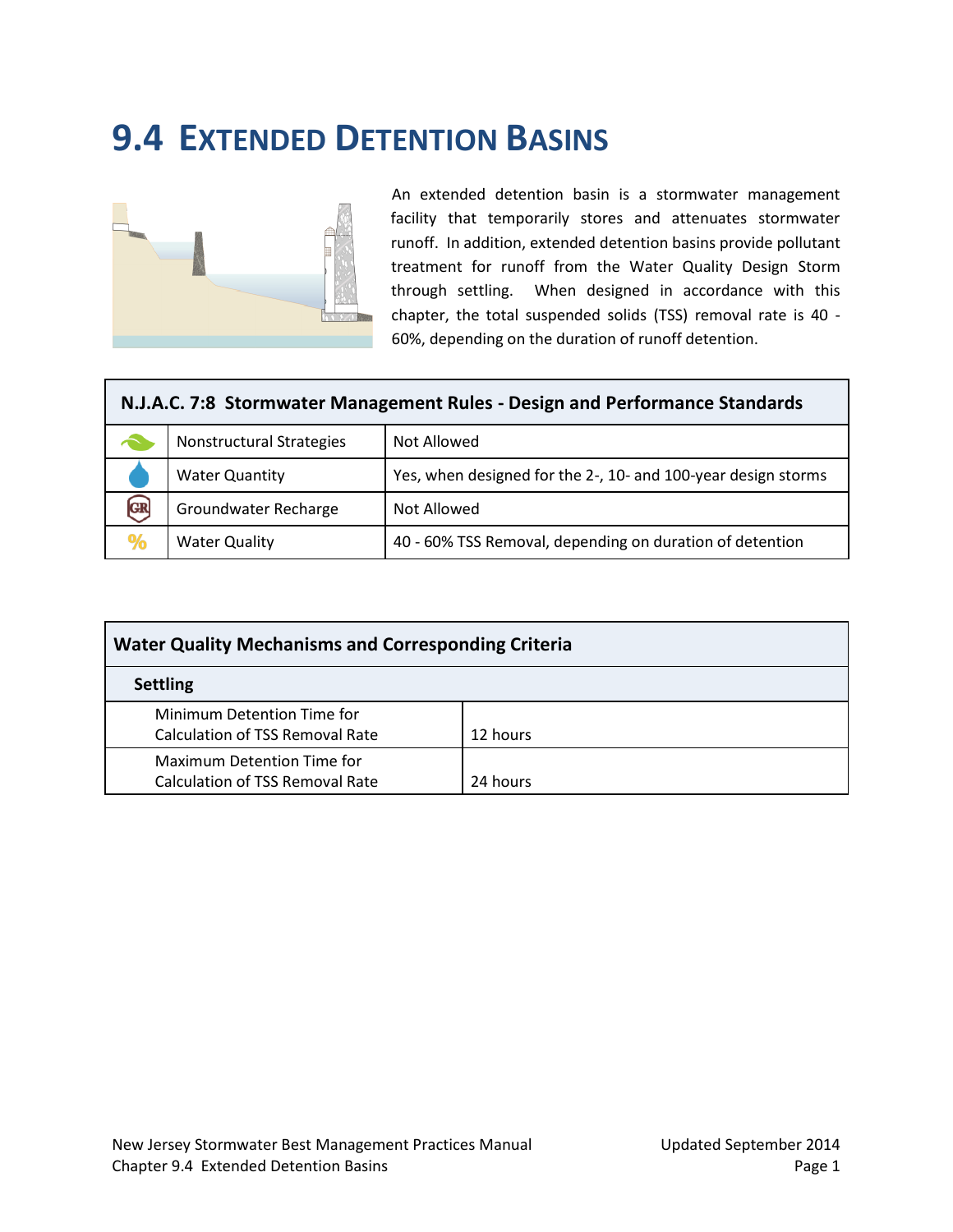# 9.4 Extended Detention Basins

An extended detention basin is a stormwater management facility that temporarily stores and attenuates stormwater runoff. In addition, extended detention basins provide pollutant treatment for runoff from the Water Quality Design Storm through settling. When designed in accordance with this chapter, the total suspended solids (TSS) removal rate is 40 - 60%, depending on the duration of runoff detention.

| N.J.A.C. 7:8 Stormwater Management Rules - Design and Performance Standards | | |
|---|---|---|
| | Nonstructural Strategies | Not Allowed |
| | Water Quantity | Yes, when designed for the 2-, 10- and 100-year design storms |
| GR | Groundwater Recharge | Not Allowed |
| % | Water Quality | 40 - 60% TSS Removal, depending on duration of detention |

| Water Quality Mechanisms and Corresponding Criteria | |
|---|---|
| **Settling** | |
| Minimum Detention Time for Calculation of TSS Removal Rate | 12 hours |
| Maximum Detention Time for Calculation of TSS Removal Rate | 24 hours |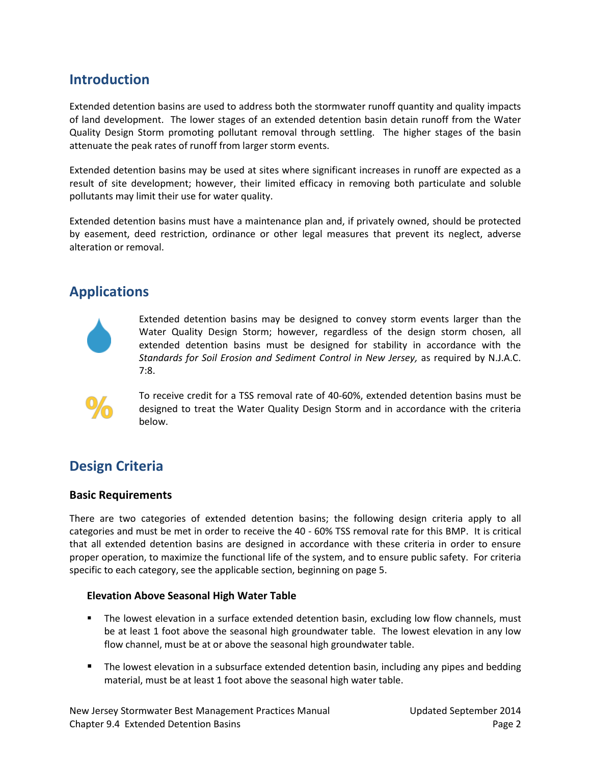## Introduction

Extended detention basins are used to address both the stormwater runoff quantity and quality impacts of land development. The lower stages of an extended detention basin detain runoff from the Water Quality Design Storm promoting pollutant removal through settling. The higher stages of the basin attenuate the peak rates of runoff from larger storm events.

Extended detention basins may be used at sites where significant increases in runoff are expected as a result of site development; however, their limited efficacy in removing both particulate and soluble pollutants may limit their use for water quality.

Extended detention basins must have a maintenance plan and, if privately owned, should be protected by easement, deed restriction, ordinance or other legal measures that prevent its neglect, adverse alteration or removal.

## Applications

Extended detention basins may be designed to convey storm events larger than the Water Quality Design Storm; however, regardless of the design storm chosen, all extended detention basins must be designed for stability in accordance with the *Standards for Soil Erosion and Sediment Control in New Jersey,* as required by N.J.A.C. 7:8.

To receive credit for a TSS removal rate of 40-60%, extended detention basins must be designed to treat the Water Quality Design Storm and in accordance with the criteria below.

## Design Criteria

### Basic Requirements

There are two categories of extended detention basins; the following design criteria apply to all categories and must be met in order to receive the 40 - 60% TSS removal rate for this BMP. It is critical that all extended detention basins are designed in accordance with these criteria in order to ensure proper operation, to maximize the functional life of the system, and to ensure public safety. For criteria specific to each category, see the applicable section, beginning on page 5.

#### Elevation Above Seasonal High Water Table

- The lowest elevation in a surface extended detention basin, excluding low flow channels, must be at least 1 foot above the seasonal high groundwater table. The lowest elevation in any low flow channel, must be at or above the seasonal high groundwater table.
- The lowest elevation in a subsurface extended detention basin, including any pipes and bedding material, must be at least 1 foot above the seasonal high water table.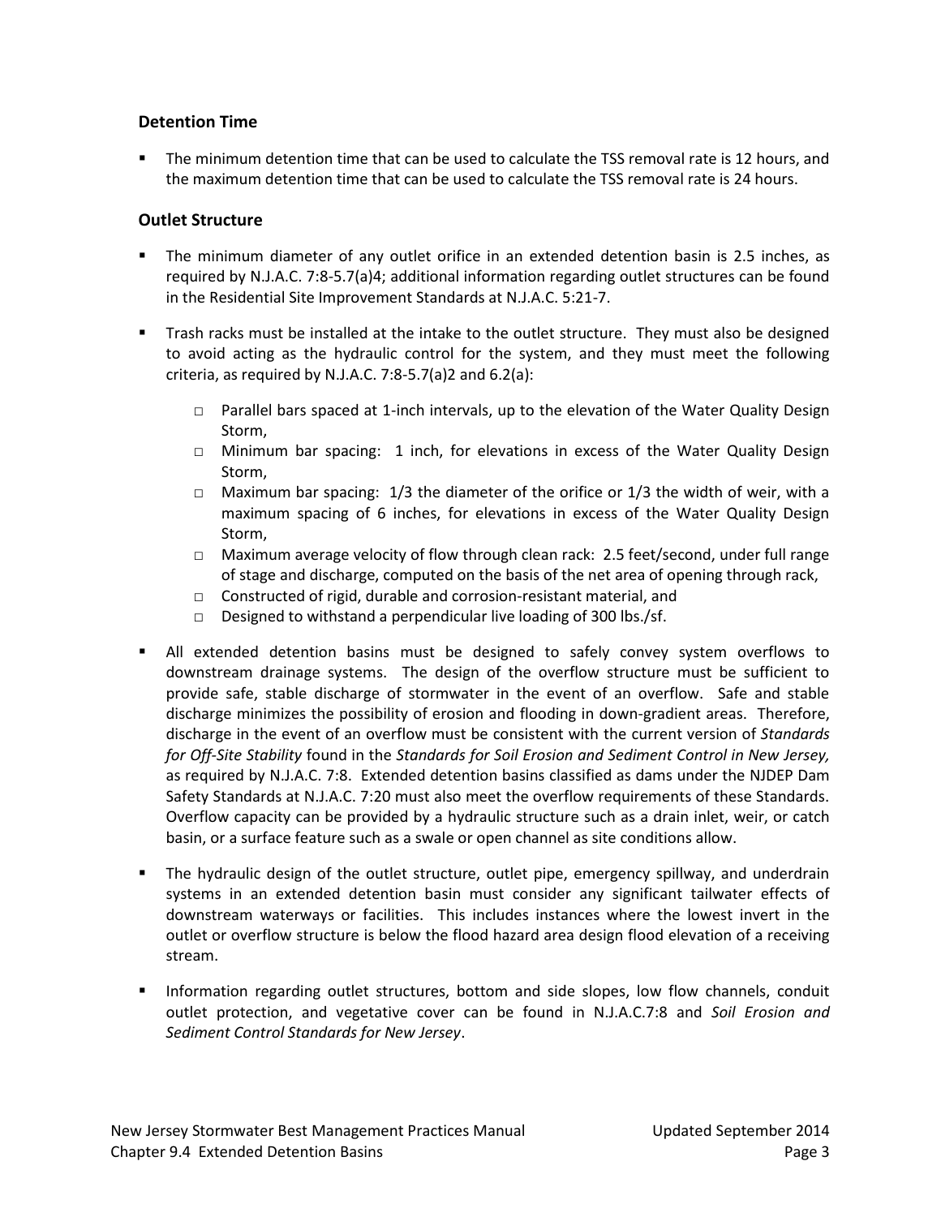### Detention Time

- The minimum detention time that can be used to calculate the TSS removal rate is 12 hours, and the maximum detention time that can be used to calculate the TSS removal rate is 24 hours.

### Outlet Structure

- The minimum diameter of any outlet orifice in an extended detention basin is 2.5 inches, as required by N.J.A.C. 7:8-5.7(a)4; additional information regarding outlet structures can be found in the Residential Site Improvement Standards at N.J.A.C. 5:21-7.

- Trash racks must be installed at the intake to the outlet structure. They must also be designed to avoid acting as the hydraulic control for the system, and they must meet the following criteria, as required by N.J.A.C. 7:8-5.7(a)2 and 6.2(a):

  - Parallel bars spaced at 1-inch intervals, up to the elevation of the Water Quality Design Storm,
  - Minimum bar spacing: 1 inch, for elevations in excess of the Water Quality Design Storm,
  - Maximum bar spacing: 1/3 the diameter of the orifice or 1/3 the width of weir, with a maximum spacing of 6 inches, for elevations in excess of the Water Quality Design Storm,
  - Maximum average velocity of flow through clean rack: 2.5 feet/second, under full range of stage and discharge, computed on the basis of the net area of opening through rack,
  - Constructed of rigid, durable and corrosion-resistant material, and
  - Designed to withstand a perpendicular live loading of 300 lbs./sf.

- All extended detention basins must be designed to safely convey system overflows to downstream drainage systems. The design of the overflow structure must be sufficient to provide safe, stable discharge of stormwater in the event of an overflow. Safe and stable discharge minimizes the possibility of erosion and flooding in down-gradient areas. Therefore, discharge in the event of an overflow must be consistent with the current version of *Standards for Off-Site Stability* found in the *Standards for Soil Erosion and Sediment Control in New Jersey,* as required by N.J.A.C. 7:8. Extended detention basins classified as dams under the NJDEP Dam Safety Standards at N.J.A.C. 7:20 must also meet the overflow requirements of these Standards. Overflow capacity can be provided by a hydraulic structure such as a drain inlet, weir, or catch basin, or a surface feature such as a swale or open channel as site conditions allow.

- The hydraulic design of the outlet structure, outlet pipe, emergency spillway, and underdrain systems in an extended detention basin must consider any significant tailwater effects of downstream waterways or facilities. This includes instances where the lowest invert in the outlet or overflow structure is below the flood hazard area design flood elevation of a receiving stream.

- Information regarding outlet structures, bottom and side slopes, low flow channels, conduit outlet protection, and vegetative cover can be found in N.J.A.C.7:8 and *Soil Erosion and Sediment Control Standards for New Jersey*.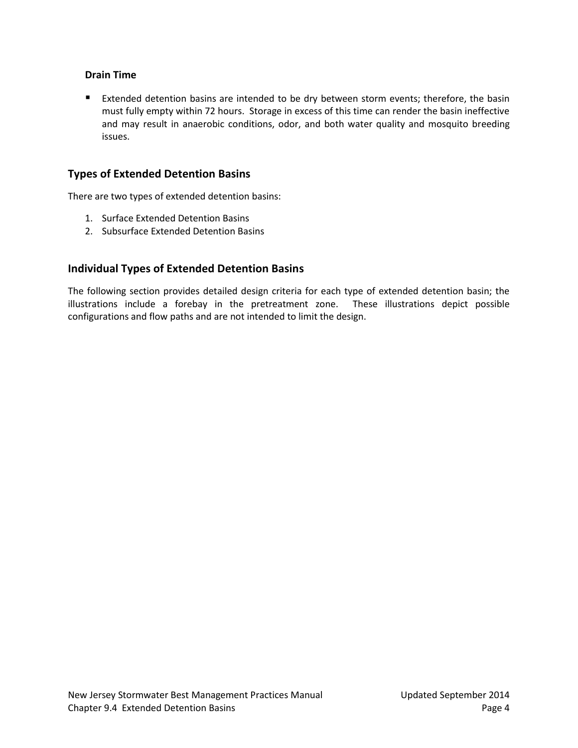### Drain Time

- Extended detention basins are intended to be dry between storm events; therefore, the basin must fully empty within 72 hours. Storage in excess of this time can render the basin ineffective and may result in anaerobic conditions, odor, and both water quality and mosquito breeding issues.

## Types of Extended Detention Basins

There are two types of extended detention basins:

1. Surface Extended Detention Basins
2. Subsurface Extended Detention Basins

## Individual Types of Extended Detention Basins

The following section provides detailed design criteria for each type of extended detention basin; the illustrations include a forebay in the pretreatment zone. These illustrations depict possible configurations and flow paths and are not intended to limit the design.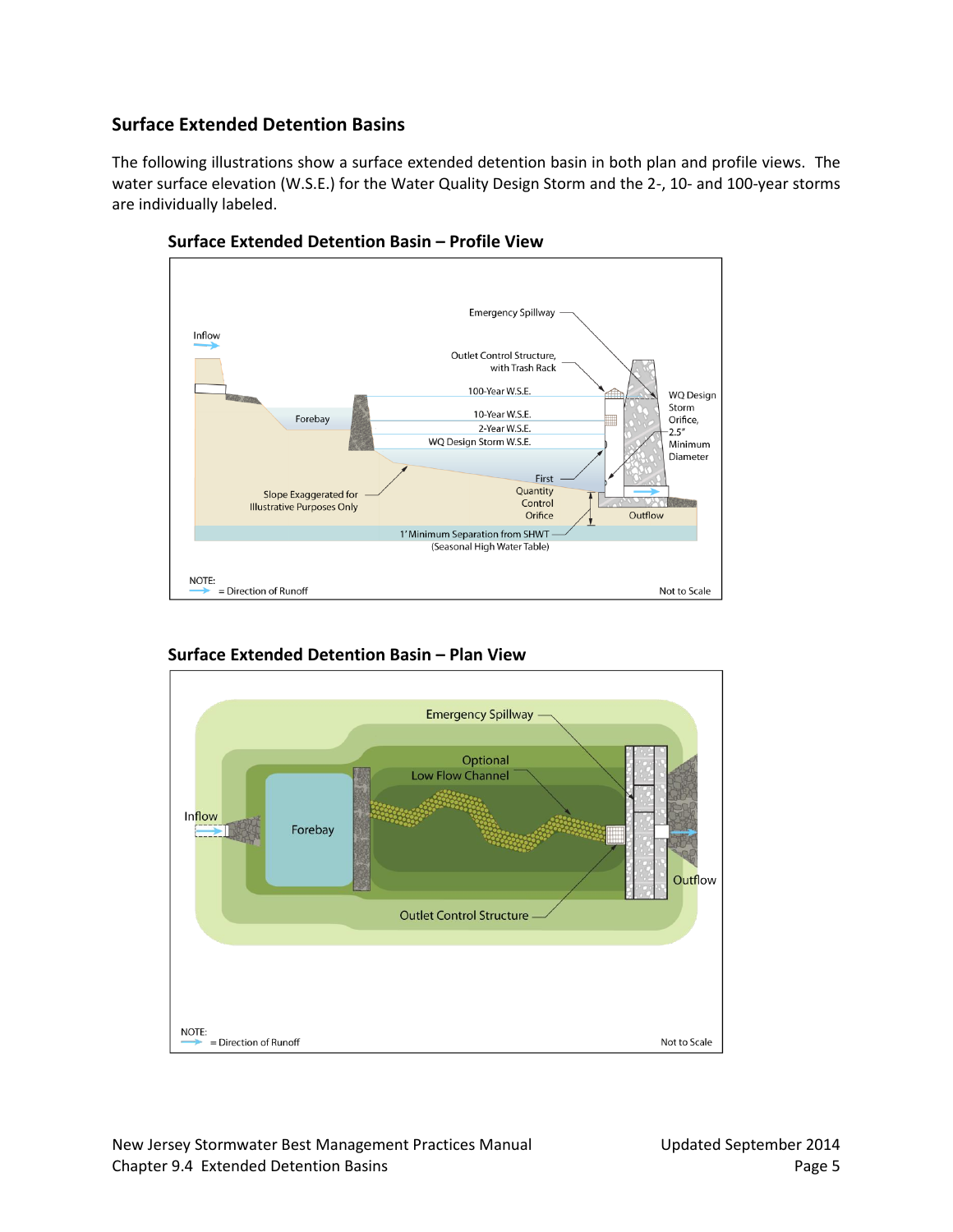## Surface Extended Detention Basins

The following illustrations show a surface extended detention basin in both plan and profile views. The water surface elevation (W.S.E.) for the Water Quality Design Storm and the 2-, 10- and 100-year storms are individually labeled.

### Surface Extended Detention Basin – Profile View

Inflow

Emergency Spillway

Outlet Control Structure, with Trash Rack

100-Year W.S.E.

10-Year W.S.E.

2-Year W.S.E.

WQ Design Storm W.S.E.

Forebay

WQ Design Storm Orifice, 2.5" Minimum Diameter

First Quantity Control Orifice

Slope Exaggerated for Illustrative Purposes Only

Outflow

1' Minimum Separation from SHWT (Seasonal High Water Table)

NOTE: → = Direction of Runoff

Not to Scale

### Surface Extended Detention Basin – Plan View

Emergency Spillway

Optional Low Flow Channel

Inflow

Forebay

Outflow

Outlet Control Structure

NOTE: → = Direction of Runoff

Not to Scale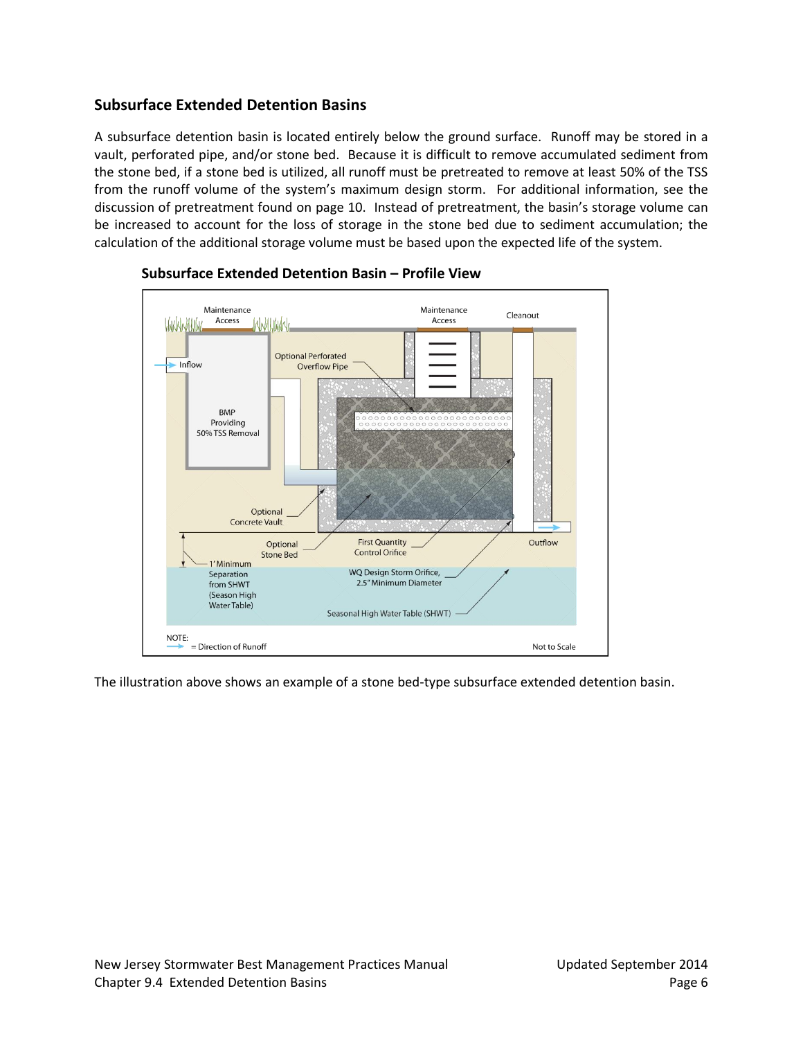## Subsurface Extended Detention Basins

A subsurface detention basin is located entirely below the ground surface. Runoff may be stored in a vault, perforated pipe, and/or stone bed. Because it is difficult to remove accumulated sediment from the stone bed, if a stone bed is utilized, all runoff must be pretreated to remove at least 50% of the TSS from the runoff volume of the system's maximum design storm. For additional information, see the discussion of pretreatment found on page 10. Instead of pretreatment, the basin's storage volume can be increased to account for the loss of storage in the stone bed due to sediment accumulation; the calculation of the additional storage volume must be based upon the expected life of the system.

**Subsurface Extended Detention Basin – Profile View**

The illustration above shows an example of a stone bed-type subsurface extended detention basin.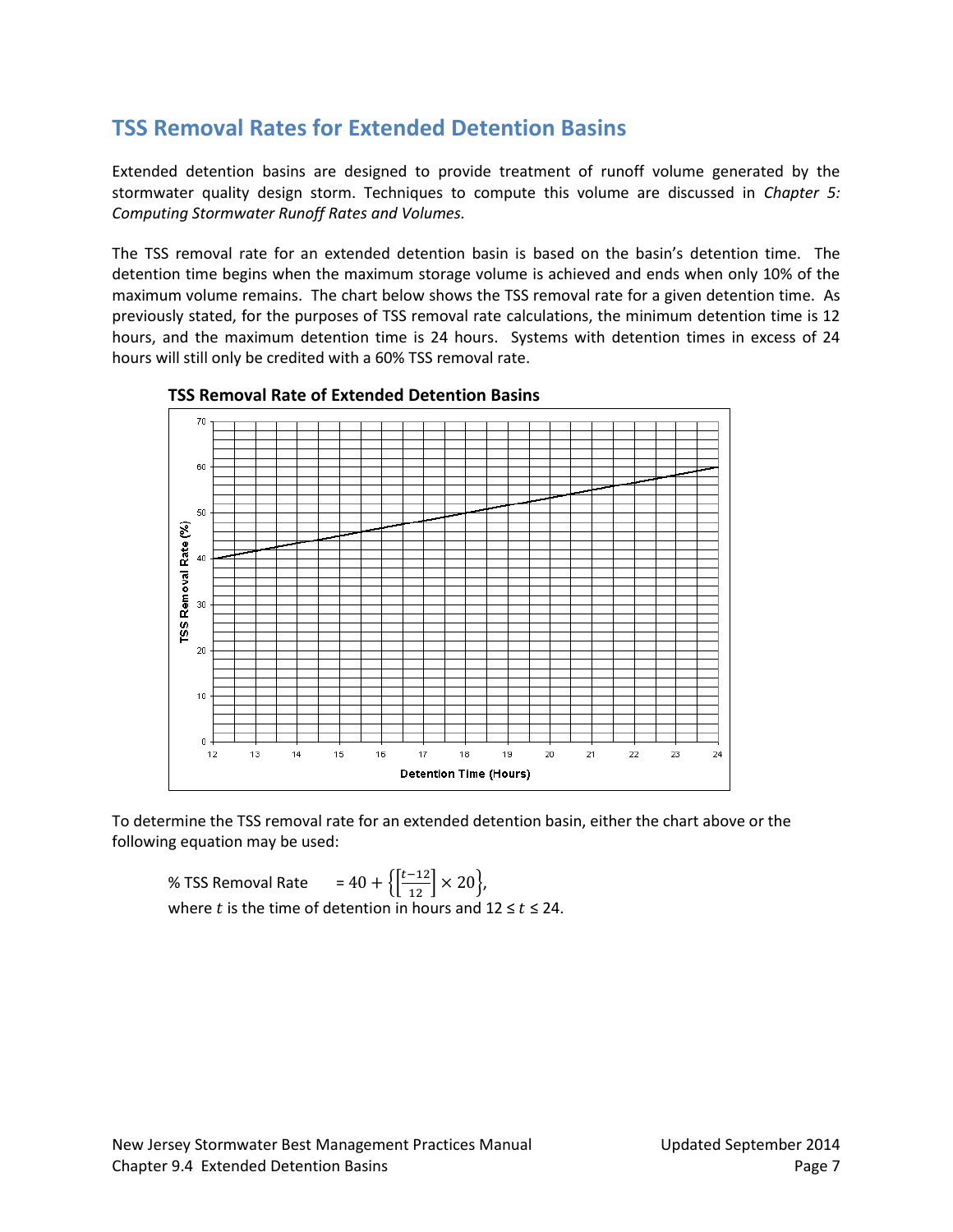## TSS Removal Rates for Extended Detention Basins

Extended detention basins are designed to provide treatment of runoff volume generated by the stormwater quality design storm. Techniques to compute this volume are discussed in *Chapter 5: Computing Stormwater Runoff Rates and Volumes.*

The TSS removal rate for an extended detention basin is based on the basin's detention time. The detention time begins when the maximum storage volume is achieved and ends when only 10% of the maximum volume remains. The chart below shows the TSS removal rate for a given detention time. As previously stated, for the purposes of TSS removal rate calculations, the minimum detention time is 12 hours, and the maximum detention time is 24 hours. Systems with detention times in excess of 24 hours will still only be credited with a 60% TSS removal rate.

**TSS Removal Rate of Extended Detention Basins**

To determine the TSS removal rate for an extended detention basin, either the chart above or the following equation may be used:

% TSS Removal Rate $= 40 + \left\{\left[\frac{t-12}{12}\right] \times 20\right\}$,

where $t$ is the time of detention in hours and $12 \le t \le 24$.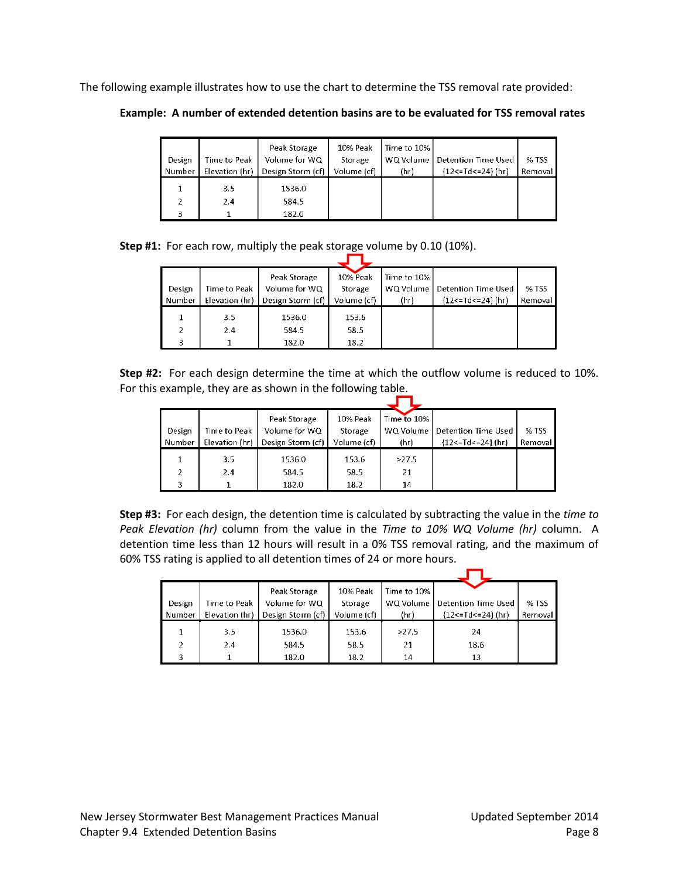The following example illustrates how to use the chart to determine the TSS removal rate provided:

**Example: A number of extended detention basins are to be evaluated for TSS removal rates**

| Design Number | Time to Peak Elevation (hr) | Peak Storage Volume for WQ Design Storm (cf) | 10% Peak Storage Volume (cf) | Time to 10% WQ Volume (hr) | Detention Time Used {12<=Td<=24} (hr) | % TSS Removal |
|---|---|---|---|---|---|---|
| 1 | 3.5 | 1536.0 | | | | |
| 2 | 2.4 | 584.5 | | | | |
| 3 | 1 | 182.0 | | | | |

**Step #1:** For each row, multiply the peak storage volume by 0.10 (10%).

| Design Number | Time to Peak Elevation (hr) | Peak Storage Volume for WQ Design Storm (cf) | 10% Peak Storage Volume (cf) | Time to 10% WQ Volume (hr) | Detention Time Used {12<=Td<=24} (hr) | % TSS Removal |
|---|---|---|---|---|---|---|
| 1 | 3.5 | 1536.0 | 153.6 | | | |
| 2 | 2.4 | 584.5 | 58.5 | | | |
| 3 | 1 | 182.0 | 18.2 | | | |

**Step #2:** For each design determine the time at which the outflow volume is reduced to 10%. For this example, they are as shown in the following table.

| Design Number | Time to Peak Elevation (hr) | Peak Storage Volume for WQ Design Storm (cf) | 10% Peak Storage Volume (cf) | Time to 10% WQ Volume (hr) | Detention Time Used {12<=Td<=24} (hr) | % TSS Removal |
|---|---|---|---|---|---|---|
| 1 | 3.5 | 1536.0 | 153.6 | >27.5 | | |
| 2 | 2.4 | 584.5 | 58.5 | 21 | | |
| 3 | 1 | 182.0 | 18.2 | 14 | | |

**Step #3:** For each design, the detention time is calculated by subtracting the value in the *time to Peak Elevation (hr)* column from the value in the *Time to 10% WQ Volume (hr)* column. A detention time less than 12 hours will result in a 0% TSS removal rating, and the maximum of 60% TSS rating is applied to all detention times of 24 or more hours.

| Design Number | Time to Peak Elevation (hr) | Peak Storage Volume for WQ Design Storm (cf) | 10% Peak Storage Volume (cf) | Time to 10% WQ Volume (hr) | Detention Time Used {12<=Td<=24} (hr) | % TSS Removal |
|---|---|---|---|---|---|---|
| 1 | 3.5 | 1536.0 | 153.6 | >27.5 | 24 | |
| 2 | 2.4 | 584.5 | 58.5 | 21 | 18.6 | |
| 3 | 1 | 182.0 | 18.2 | 14 | 13 | |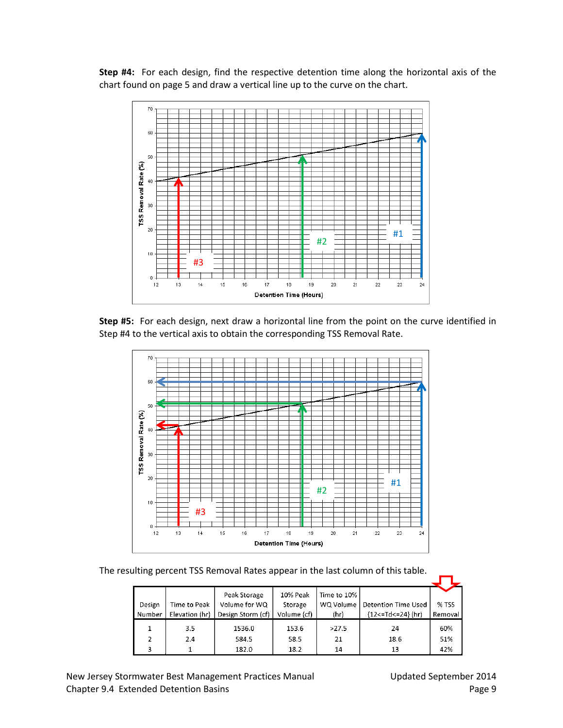**Step #4:** For each design, find the respective detention time along the horizontal axis of the chart found on page 5 and draw a vertical line up to the curve on the chart.

**Step #5:** For each design, next draw a horizontal line from the point on the curve identified in Step #4 to the vertical axis to obtain the corresponding TSS Removal Rate.

The resulting percent TSS Removal Rates appear in the last column of this table.

| Design Number | Time to Peak Elevation (hr) | Peak Storage Volume for WQ Design Storm (cf) | 10% Peak Storage Volume (cf) | Time to 10% WQ Volume (hr) | Detention Time Used {12<=Td<=24} (hr) | % TSS Removal |
|---|---|---|---|---|---|---|
| 1 | 3.5 | 1536.0 | 153.6 | >27.5 | 24 | 60% |
| 2 | 2.4 | 584.5 | 58.5 | 21 | 18.6 | 51% |
| 3 | 1 | 182.0 | 18.2 | 14 | 13 | 42% |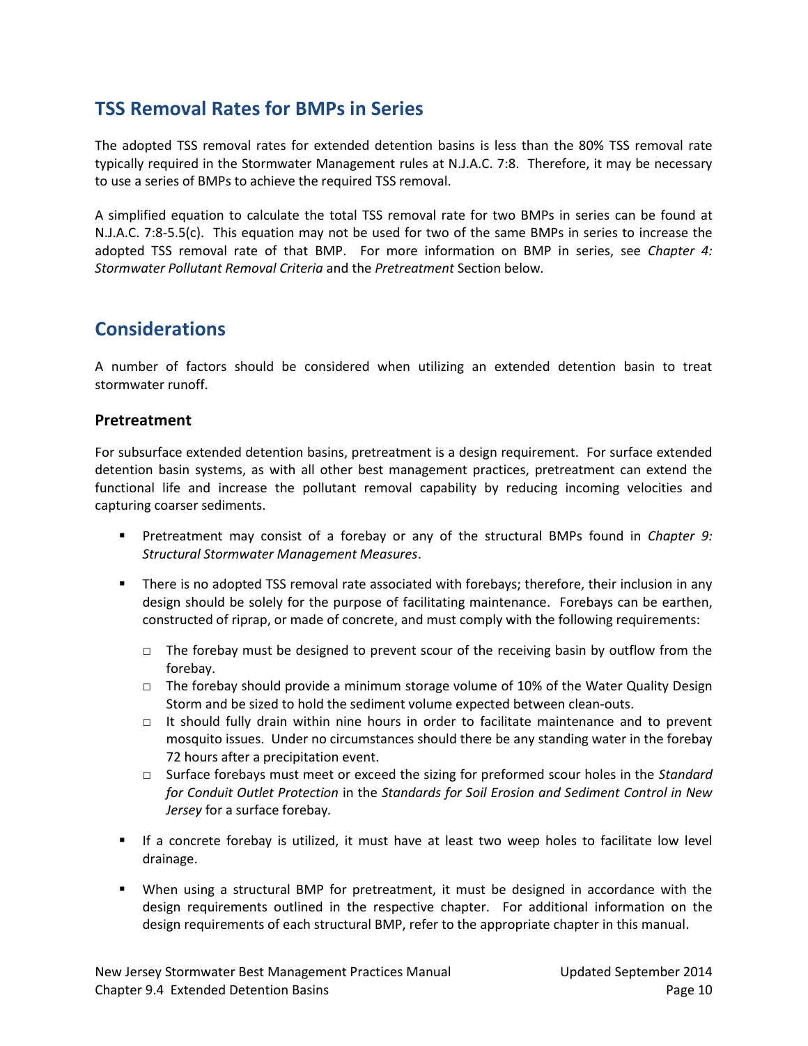## TSS Removal Rates for BMPs in Series

The adopted TSS removal rates for extended detention basins is less than the 80% TSS removal rate typically required in the Stormwater Management rules at N.J.A.C. 7:8. Therefore, it may be necessary to use a series of BMPs to achieve the required TSS removal.

A simplified equation to calculate the total TSS removal rate for two BMPs in series can be found at N.J.A.C. 7:8-5.5(c). This equation may not be used for two of the same BMPs in series to increase the adopted TSS removal rate of that BMP. For more information on BMP in series, see *Chapter 4: Stormwater Pollutant Removal Criteria* and the *Pretreatment* Section below.

## Considerations

A number of factors should be considered when utilizing an extended detention basin to treat stormwater runoff.

### Pretreatment

For subsurface extended detention basins, pretreatment is a design requirement. For surface extended detention basin systems, as with all other best management practices, pretreatment can extend the functional life and increase the pollutant removal capability by reducing incoming velocities and capturing coarser sediments.

- Pretreatment may consist of a forebay or any of the structural BMPs found in *Chapter 9: Structural Stormwater Management Measures*.
- There is no adopted TSS removal rate associated with forebays; therefore, their inclusion in any design should be solely for the purpose of facilitating maintenance. Forebays can be earthen, constructed of riprap, or made of concrete, and must comply with the following requirements:
  - The forebay must be designed to prevent scour of the receiving basin by outflow from the forebay.
  - The forebay should provide a minimum storage volume of 10% of the Water Quality Design Storm and be sized to hold the sediment volume expected between clean-outs.
  - It should fully drain within nine hours in order to facilitate maintenance and to prevent mosquito issues. Under no circumstances should there be any standing water in the forebay 72 hours after a precipitation event.
  - Surface forebays must meet or exceed the sizing for preformed scour holes in the *Standard for Conduit Outlet Protection* in the *Standards for Soil Erosion and Sediment Control in New Jersey* for a surface forebay.
- If a concrete forebay is utilized, it must have at least two weep holes to facilitate low level drainage.
- When using a structural BMP for pretreatment, it must be designed in accordance with the design requirements outlined in the respective chapter. For additional information on the design requirements of each structural BMP, refer to the appropriate chapter in this manual.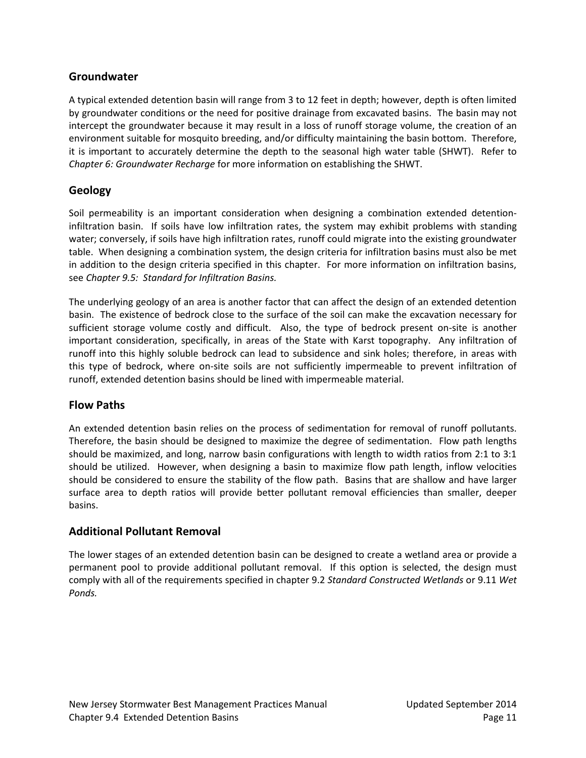## Groundwater

A typical extended detention basin will range from 3 to 12 feet in depth; however, depth is often limited by groundwater conditions or the need for positive drainage from excavated basins. The basin may not intercept the groundwater because it may result in a loss of runoff storage volume, the creation of an environment suitable for mosquito breeding, and/or difficulty maintaining the basin bottom. Therefore, it is important to accurately determine the depth to the seasonal high water table (SHWT). Refer to *Chapter 6: Groundwater Recharge* for more information on establishing the SHWT.

## Geology

Soil permeability is an important consideration when designing a combination extended detention-infiltration basin. If soils have low infiltration rates, the system may exhibit problems with standing water; conversely, if soils have high infiltration rates, runoff could migrate into the existing groundwater table. When designing a combination system, the design criteria for infiltration basins must also be met in addition to the design criteria specified in this chapter. For more information on infiltration basins, see *Chapter 9.5: Standard for Infiltration Basins.*

The underlying geology of an area is another factor that can affect the design of an extended detention basin. The existence of bedrock close to the surface of the soil can make the excavation necessary for sufficient storage volume costly and difficult. Also, the type of bedrock present on-site is another important consideration, specifically, in areas of the State with Karst topography. Any infiltration of runoff into this highly soluble bedrock can lead to subsidence and sink holes; therefore, in areas with this type of bedrock, where on-site soils are not sufficiently impermeable to prevent infiltration of runoff, extended detention basins should be lined with impermeable material.

## Flow Paths

An extended detention basin relies on the process of sedimentation for removal of runoff pollutants. Therefore, the basin should be designed to maximize the degree of sedimentation. Flow path lengths should be maximized, and long, narrow basin configurations with length to width ratios from 2:1 to 3:1 should be utilized. However, when designing a basin to maximize flow path length, inflow velocities should be considered to ensure the stability of the flow path. Basins that are shallow and have larger surface area to depth ratios will provide better pollutant removal efficiencies than smaller, deeper basins.

## Additional Pollutant Removal

The lower stages of an extended detention basin can be designed to create a wetland area or provide a permanent pool to provide additional pollutant removal. If this option is selected, the design must comply with all of the requirements specified in chapter 9.2 *Standard Constructed Wetlands* or 9.11 *Wet Ponds.*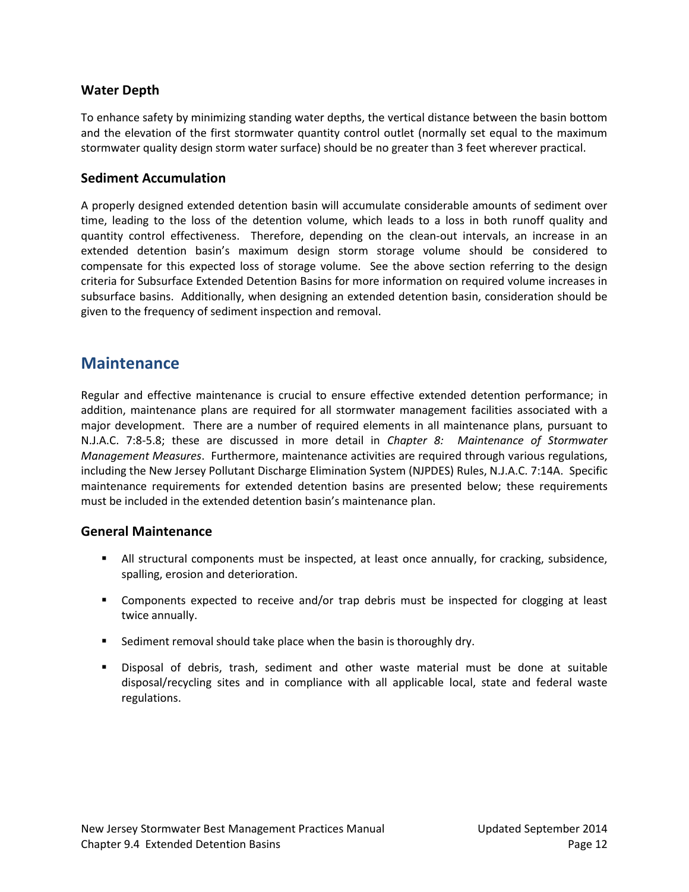### Water Depth

To enhance safety by minimizing standing water depths, the vertical distance between the basin bottom and the elevation of the first stormwater quantity control outlet (normally set equal to the maximum stormwater quality design storm water surface) should be no greater than 3 feet wherever practical.

### Sediment Accumulation

A properly designed extended detention basin will accumulate considerable amounts of sediment over time, leading to the loss of the detention volume, which leads to a loss in both runoff quality and quantity control effectiveness. Therefore, depending on the clean-out intervals, an increase in an extended detention basin's maximum design storm storage volume should be considered to compensate for this expected loss of storage volume. See the above section referring to the design criteria for Subsurface Extended Detention Basins for more information on required volume increases in subsurface basins. Additionally, when designing an extended detention basin, consideration should be given to the frequency of sediment inspection and removal.

## Maintenance

Regular and effective maintenance is crucial to ensure effective extended detention performance; in addition, maintenance plans are required for all stormwater management facilities associated with a major development. There are a number of required elements in all maintenance plans, pursuant to N.J.A.C. 7:8-5.8; these are discussed in more detail in *Chapter 8: Maintenance of Stormwater Management Measures*. Furthermore, maintenance activities are required through various regulations, including the New Jersey Pollutant Discharge Elimination System (NJPDES) Rules, N.J.A.C. 7:14A. Specific maintenance requirements for extended detention basins are presented below; these requirements must be included in the extended detention basin's maintenance plan.

### General Maintenance

- All structural components must be inspected, at least once annually, for cracking, subsidence, spalling, erosion and deterioration.
- Components expected to receive and/or trap debris must be inspected for clogging at least twice annually.
- Sediment removal should take place when the basin is thoroughly dry.
- Disposal of debris, trash, sediment and other waste material must be done at suitable disposal/recycling sites and in compliance with all applicable local, state and federal waste regulations.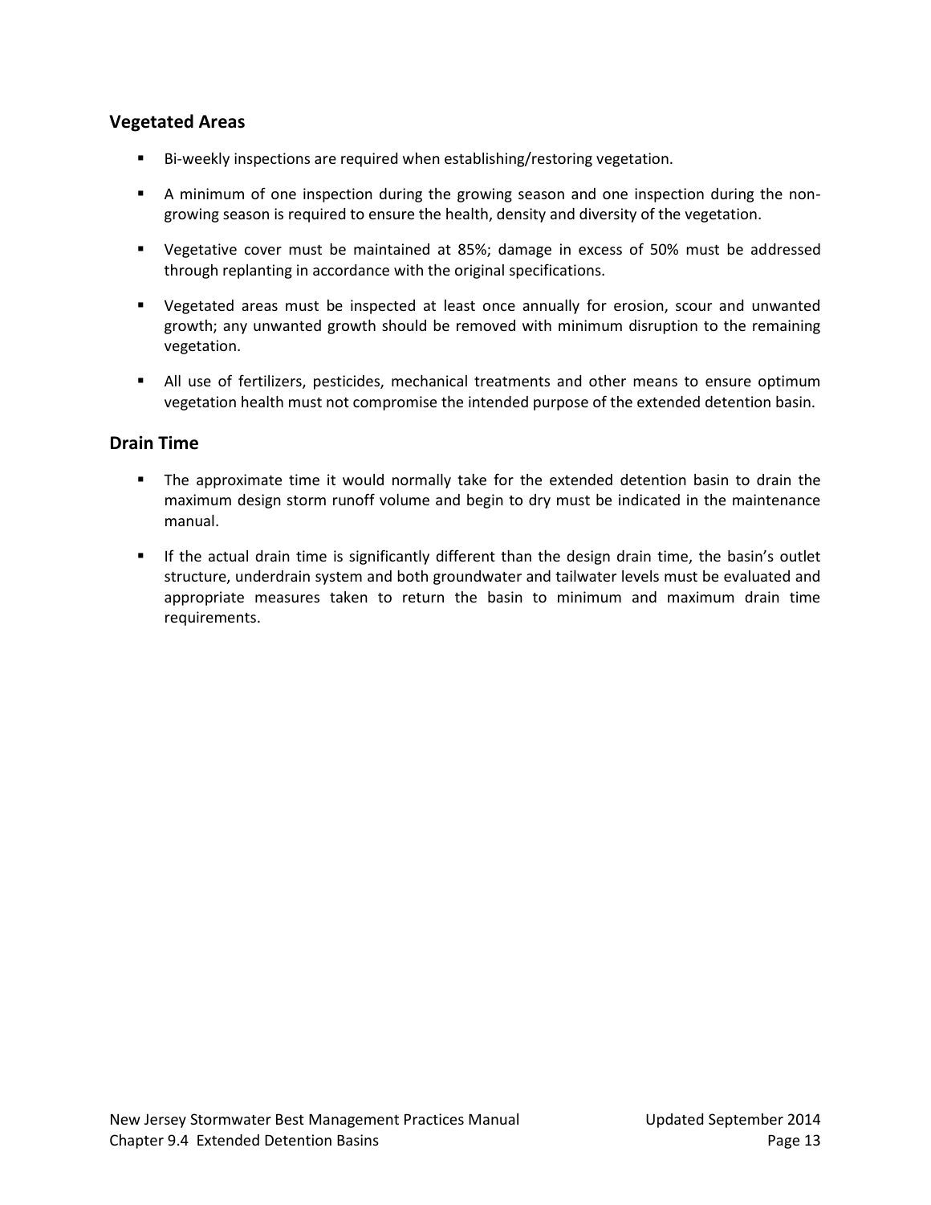### Vegetated Areas

- Bi-weekly inspections are required when establishing/restoring vegetation.
- A minimum of one inspection during the growing season and one inspection during the non-growing season is required to ensure the health, density and diversity of the vegetation.
- Vegetative cover must be maintained at 85%; damage in excess of 50% must be addressed through replanting in accordance with the original specifications.
- Vegetated areas must be inspected at least once annually for erosion, scour and unwanted growth; any unwanted growth should be removed with minimum disruption to the remaining vegetation.
- All use of fertilizers, pesticides, mechanical treatments and other means to ensure optimum vegetation health must not compromise the intended purpose of the extended detention basin.

### Drain Time

- The approximate time it would normally take for the extended detention basin to drain the maximum design storm runoff volume and begin to dry must be indicated in the maintenance manual.
- If the actual drain time is significantly different than the design drain time, the basin's outlet structure, underdrain system and both groundwater and tailwater levels must be evaluated and appropriate measures taken to return the basin to minimum and maximum drain time requirements.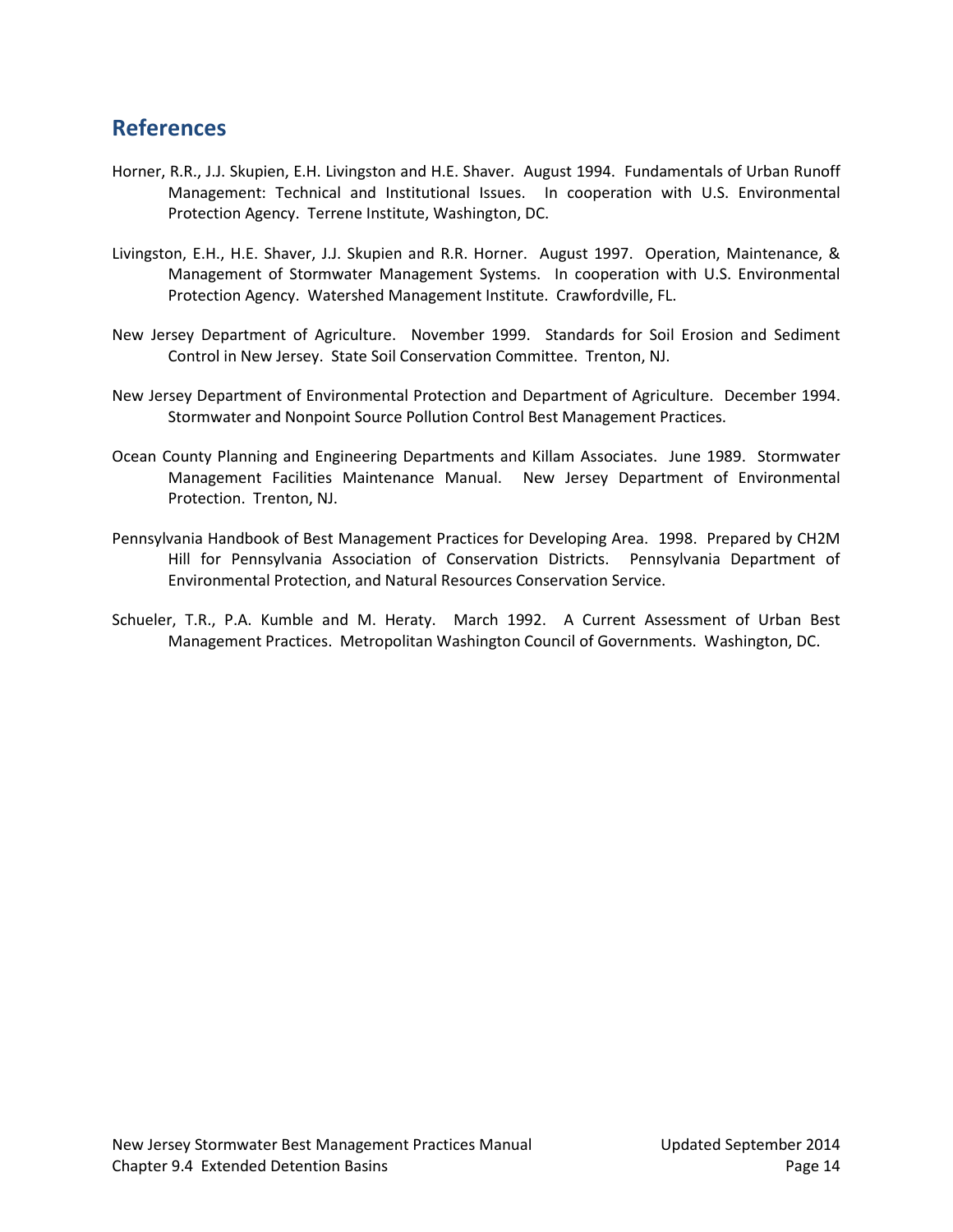## References

Horner, R.R., J.J. Skupien, E.H. Livingston and H.E. Shaver. August 1994. Fundamentals of Urban Runoff Management: Technical and Institutional Issues. In cooperation with U.S. Environmental Protection Agency. Terrene Institute, Washington, DC.

Livingston, E.H., H.E. Shaver, J.J. Skupien and R.R. Horner. August 1997. Operation, Maintenance, & Management of Stormwater Management Systems. In cooperation with U.S. Environmental Protection Agency. Watershed Management Institute. Crawfordville, FL.

New Jersey Department of Agriculture. November 1999. Standards for Soil Erosion and Sediment Control in New Jersey. State Soil Conservation Committee. Trenton, NJ.

New Jersey Department of Environmental Protection and Department of Agriculture. December 1994. Stormwater and Nonpoint Source Pollution Control Best Management Practices.

Ocean County Planning and Engineering Departments and Killam Associates. June 1989. Stormwater Management Facilities Maintenance Manual. New Jersey Department of Environmental Protection. Trenton, NJ.

Pennsylvania Handbook of Best Management Practices for Developing Area. 1998. Prepared by CH2M Hill for Pennsylvania Association of Conservation Districts. Pennsylvania Department of Environmental Protection, and Natural Resources Conservation Service.

Schueler, T.R., P.A. Kumble and M. Heraty. March 1992. A Current Assessment of Urban Best Management Practices. Metropolitan Washington Council of Governments. Washington, DC.